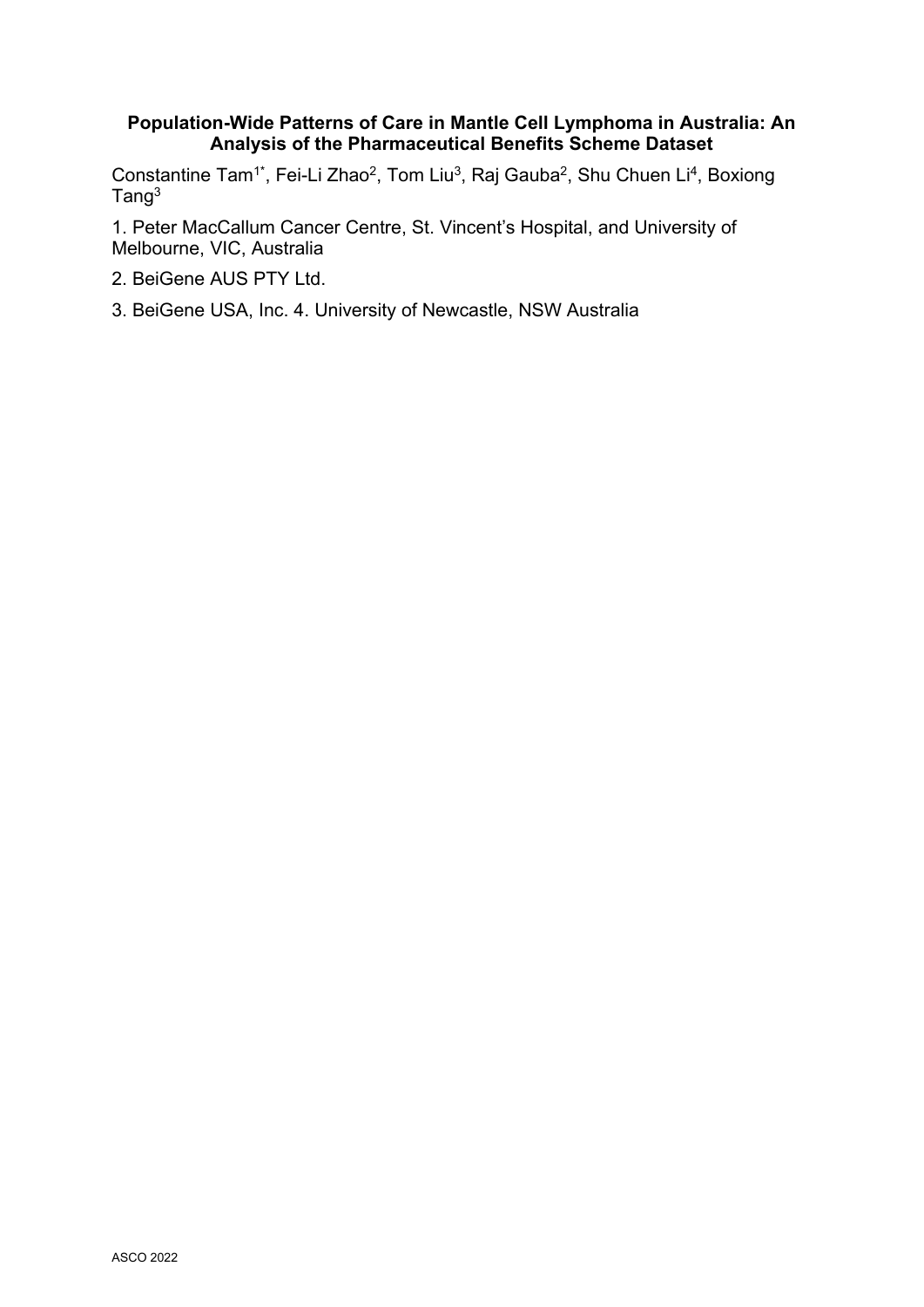# Population-Wide Patterns of Care in Mantle Cell Lymphoma in Australia: An Analysis of the Pharmaceutical Benefits Scheme Dataset

Constantine Tam[1*], Fei-Li Zhao[2], Tom Liu[3], Raj Gauba[2], Shu Chuen Li[4], Boxiong Tang[3]

1. Peter MacCallum Cancer Centre, St. Vincent's Hospital, and University of Melbourne, VIC, Australia
2. BeiGene AUS PTY Ltd.
3. BeiGene USA, Inc. 4. University of Newcastle, NSW Australia

ASCO 2022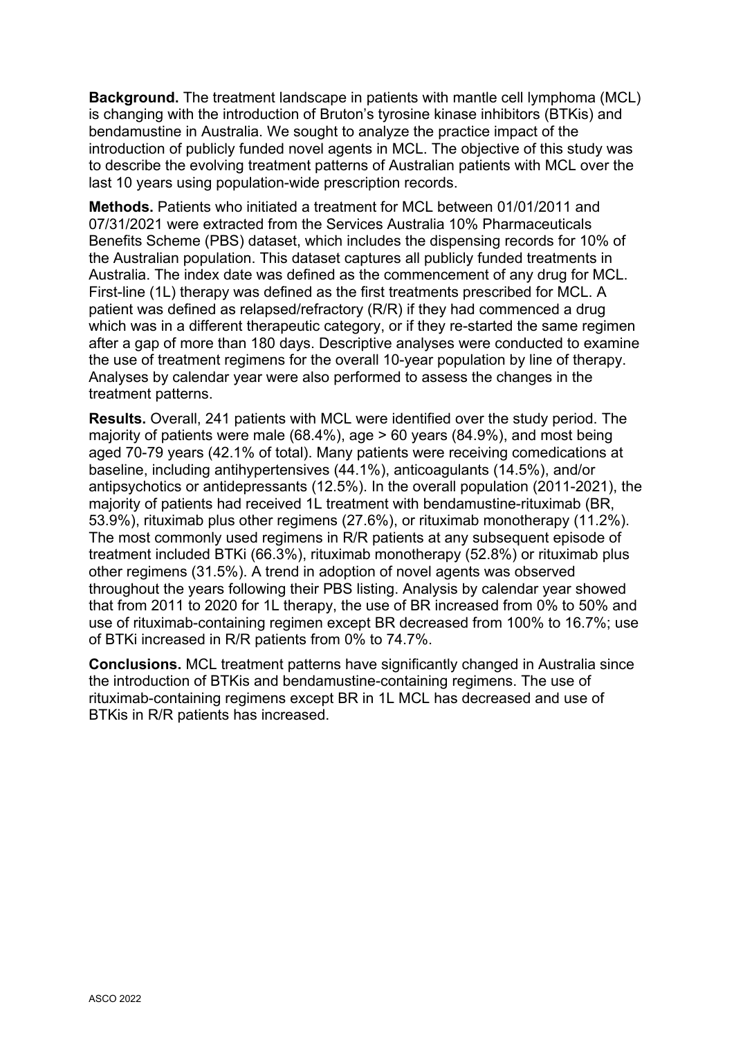**Background.** The treatment landscape in patients with mantle cell lymphoma (MCL) is changing with the introduction of Bruton's tyrosine kinase inhibitors (BTKis) and bendamustine in Australia. We sought to analyze the practice impact of the introduction of publicly funded novel agents in MCL. The objective of this study was to describe the evolving treatment patterns of Australian patients with MCL over the last 10 years using population-wide prescription records.

**Methods.** Patients who initiated a treatment for MCL between 01/01/2011 and 07/31/2021 were extracted from the Services Australia 10% Pharmaceuticals Benefits Scheme (PBS) dataset, which includes the dispensing records for 10% of the Australian population. This dataset captures all publicly funded treatments in Australia. The index date was defined as the commencement of any drug for MCL. First-line (1L) therapy was defined as the first treatments prescribed for MCL. A patient was defined as relapsed/refractory (R/R) if they had commenced a drug which was in a different therapeutic category, or if they re-started the same regimen after a gap of more than 180 days. Descriptive analyses were conducted to examine the use of treatment regimens for the overall 10-year population by line of therapy. Analyses by calendar year were also performed to assess the changes in the treatment patterns.

**Results.** Overall, 241 patients with MCL were identified over the study period. The majority of patients were male (68.4%), age > 60 years (84.9%), and most being aged 70-79 years (42.1% of total). Many patients were receiving comedications at baseline, including antihypertensives (44.1%), anticoagulants (14.5%), and/or antipsychotics or antidepressants (12.5%). In the overall population (2011-2021), the majority of patients had received 1L treatment with bendamustine-rituximab (BR, 53.9%), rituximab plus other regimens (27.6%), or rituximab monotherapy (11.2%). The most commonly used regimens in R/R patients at any subsequent episode of treatment included BTKi (66.3%), rituximab monotherapy (52.8%) or rituximab plus other regimens (31.5%). A trend in adoption of novel agents was observed throughout the years following their PBS listing. Analysis by calendar year showed that from 2011 to 2020 for 1L therapy, the use of BR increased from 0% to 50% and use of rituximab-containing regimen except BR decreased from 100% to 16.7%; use of BTKi increased in R/R patients from 0% to 74.7%.

**Conclusions.** MCL treatment patterns have significantly changed in Australia since the introduction of BTKis and bendamustine-containing regimens. The use of rituximab-containing regimens except BR in 1L MCL has decreased and use of BTKis in R/R patients has increased.

ASCO 2022